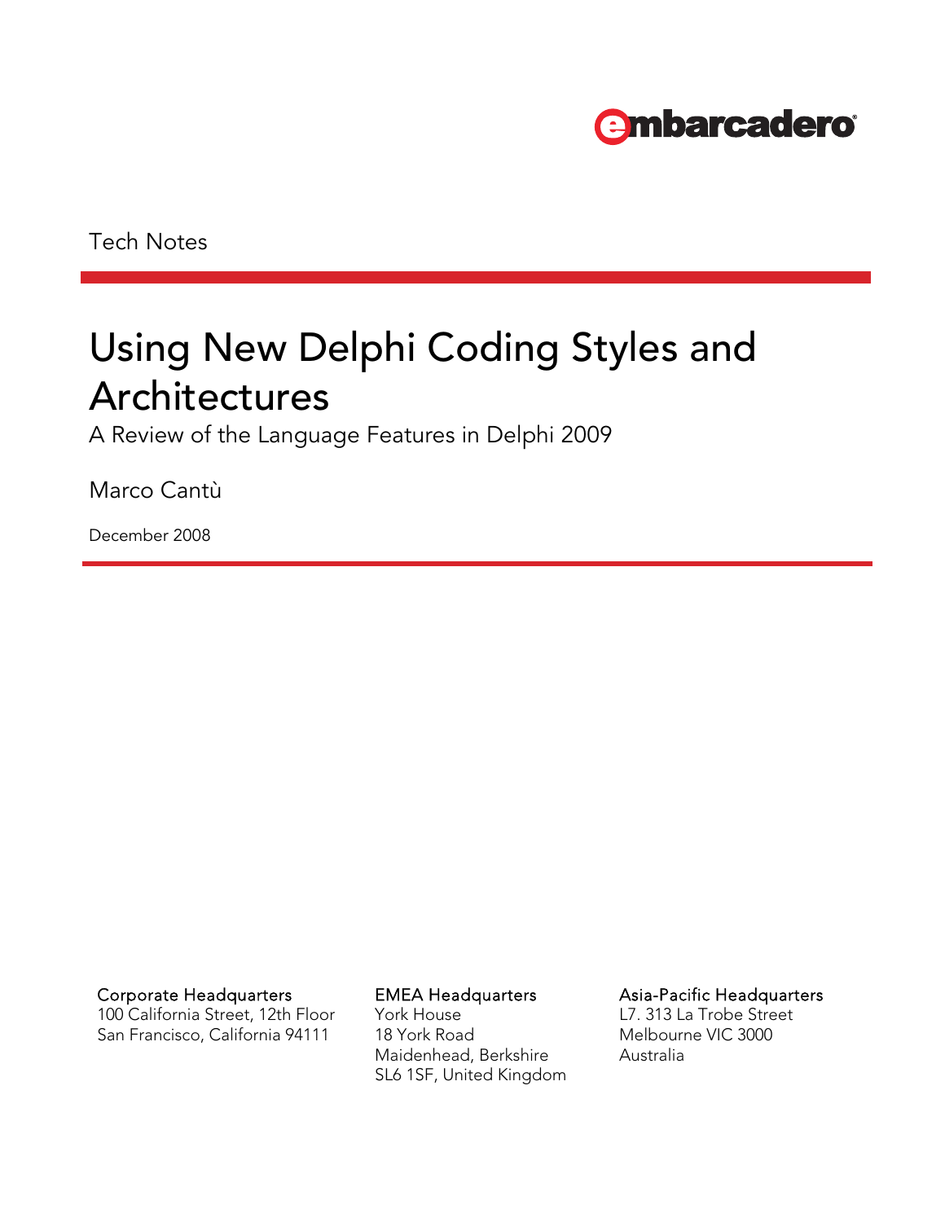embarcadero

Tech Notes

# Using New Delphi Coding Styles and Architectures

A Review of the Language Features in Delphi 2009

Marco Cantù

December 2008

**Corporate Headquarters**
100 California Street, 12th Floor
San Francisco, California 94111

**EMEA Headquarters**
York House
18 York Road
Maidenhead, Berkshire
SL6 1SF, United Kingdom

**Asia-Pacific Headquarters**
L7. 313 La Trobe Street
Melbourne VIC 3000
Australia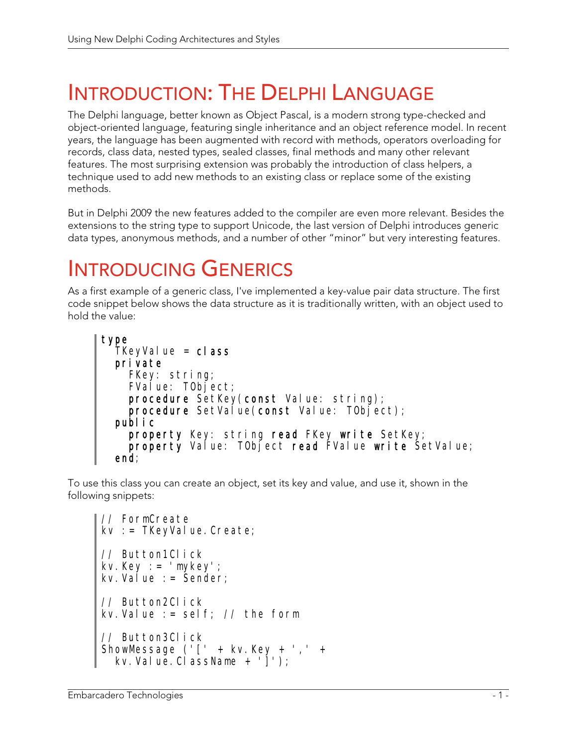# Introduction: The Delphi Language

The Delphi language, better known as Object Pascal, is a modern strong type-checked and object-oriented language, featuring single inheritance and an object reference model. In recent years, the language has been augmented with record with methods, operators overloading for records, class data, nested types, sealed classes, final methods and many other relevant features. The most surprising extension was probably the introduction of class helpers, a technique used to add new methods to an existing class or replace some of the existing methods.

But in Delphi 2009 the new features added to the compiler are even more relevant. Besides the extensions to the string type to support Unicode, the last version of Delphi introduces generic data types, anonymous methods, and a number of other “minor” but very interesting features.

# Introducing Generics

As a first example of a generic class, I've implemented a key-value pair data structure. The first code snippet below shows the data structure as it is traditionally written, with an object used to hold the value:

```
type
  TKeyValue = class
  private
    FKey: string;
    FValue: TObject;
    procedure SetKey(const Value: string);
    procedure SetValue(const Value: TObject);
  public
    property Key: string read FKey write SetKey;
    property Value: TObject read FValue write SetValue;
  end;
```

To use this class you can create an object, set its key and value, and use it, shown in the following snippets:

```
// FormCreate
kv := TKeyValue.Create;

// Button1Click
kv.Key := 'mykey';
kv.Value := Sender;

// Button2Click
kv.Value := self; // the form

// Button3Click
ShowMessage ('[' + kv.Key + ',' +
  kv.Value.ClassName + ']');
```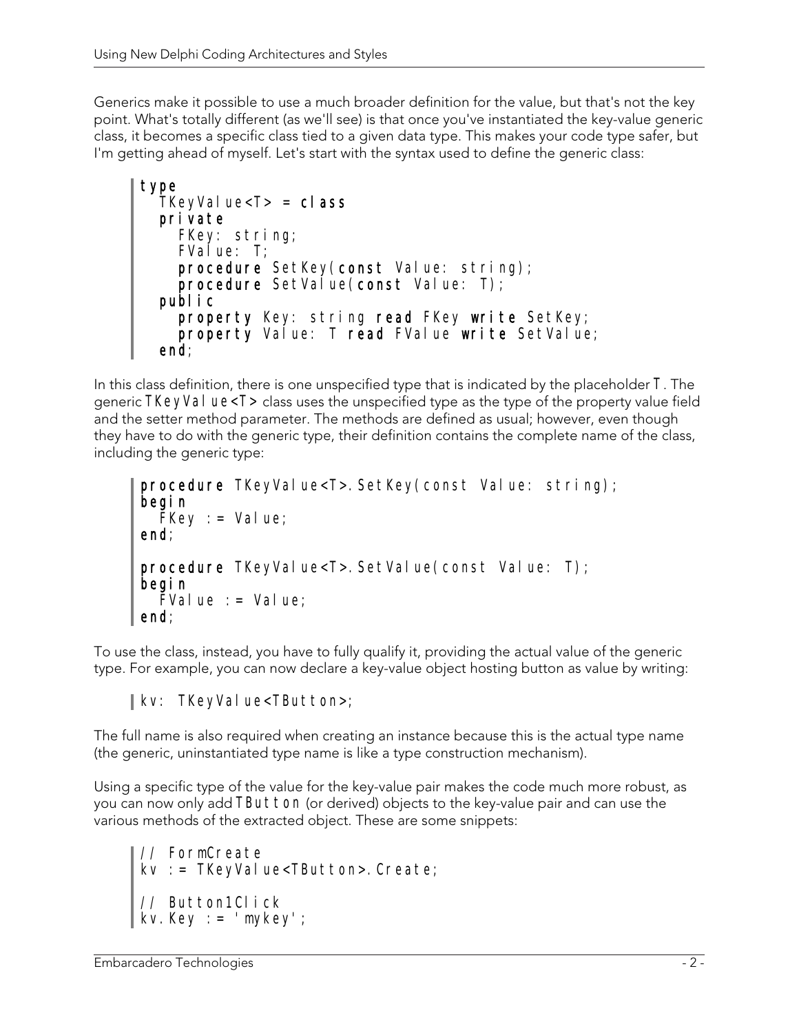Generics make it possible to use a much broader definition for the value, but that's not the key point. What's totally different (as we'll see) is that once you've instantiated the key-value generic class, it becomes a specific class tied to a given data type. This makes your code type safer, but I'm getting ahead of myself. Let's start with the syntax used to define the generic class:

```
type
  TKeyValue<T> = class
  private
    FKey: string;
    FValue: T;
    procedure SetKey(const Value: string);
    procedure SetValue(const Value: T);
  public
    property Key: string read FKey write SetKey;
    property Value: T read FValue write SetValue;
  end;
```

In this class definition, there is one unspecified type that is indicated by the placeholder `T`. The generic `TKeyValue<T>` class uses the unspecified type as the type of the property value field and the setter method parameter. The methods are defined as usual; however, even though they have to do with the generic type, their definition contains the complete name of the class, including the generic type:

```
procedure TKeyValue<T>.SetKey(const Value: string);
begin
  FKey := Value;
end;

procedure TKeyValue<T>.SetValue(const Value: T);
begin
  FValue := Value;
end;
```

To use the class, instead, you have to fully qualify it, providing the actual value of the generic type. For example, you can now declare a key-value object hosting button as value by writing:

```
kv: TKeyValue<TButton>;
```

The full name is also required when creating an instance because this is the actual type name (the generic, uninstantiated type name is like a type construction mechanism).

Using a specific type of the value for the key-value pair makes the code much more robust, as you can now only add `TButton` (or derived) objects to the key-value pair and can use the various methods of the extracted object. These are some snippets:

```
// FormCreate
kv := TKeyValue<TButton>.Create;

// Button1Click
kv.Key := 'mykey';
```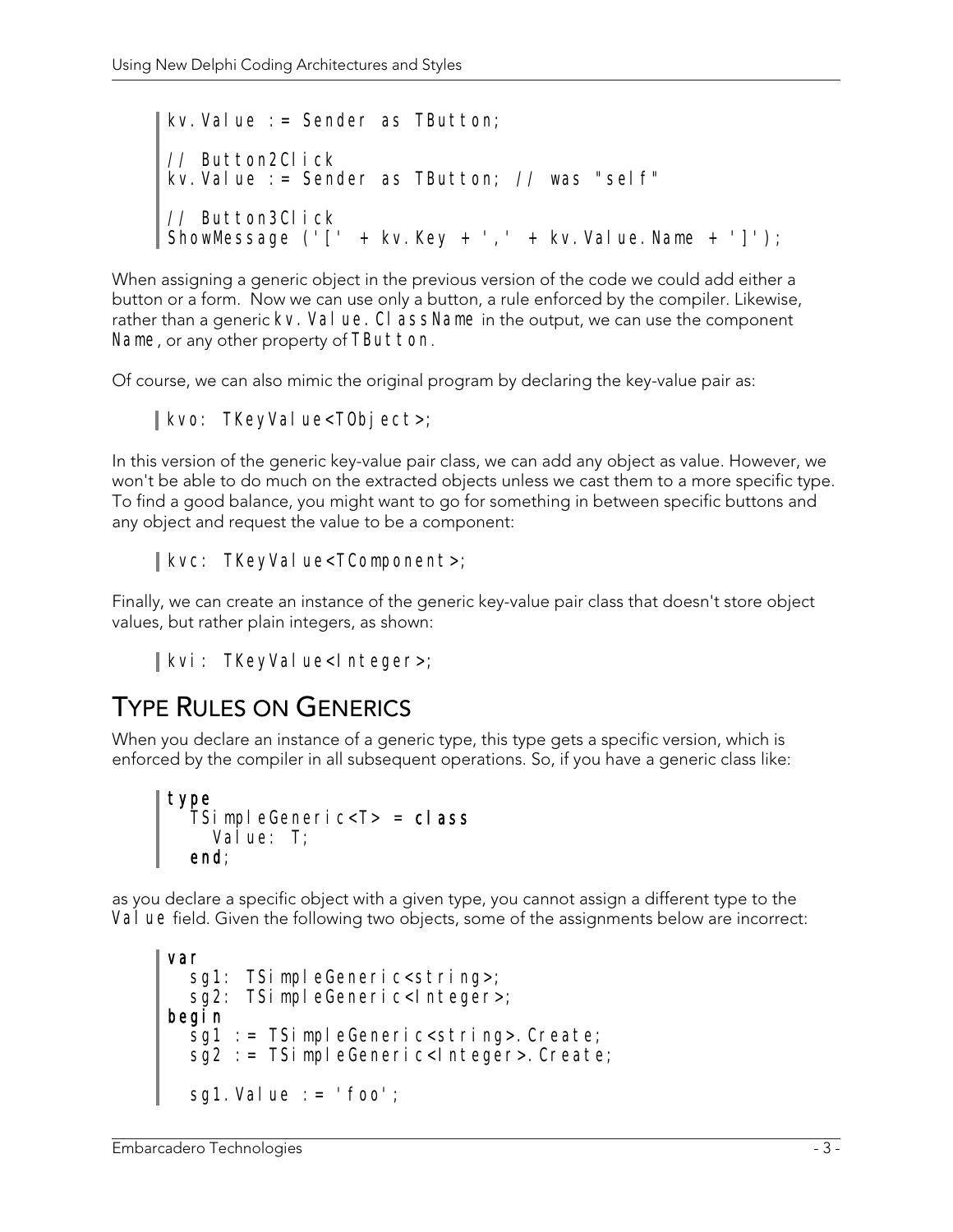```
kv.Value := Sender as TButton;

// Button2Click
kv.Value := Sender as TButton; // was "self"

// Button3Click
ShowMessage ('[' + kv.Key + ',' + kv.Value.Name + ']');
```

When assigning a generic object in the previous version of the code we could add either a button or a form. Now we can use only a button, a rule enforced by the compiler. Likewise, rather than a generic `kv.Value.ClassName` in the output, we can use the component `Name`, or any other property of `TButton`.

Of course, we can also mimic the original program by declaring the key-value pair as:

```
kvo: TKeyValue<TObject>;
```

In this version of the generic key-value pair class, we can add any object as value. However, we won't be able to do much on the extracted objects unless we cast them to a more specific type. To find a good balance, you might want to go for something in between specific buttons and any object and request the value to be a component:

```
kvc: TKeyValue<TComponent>;
```

Finally, we can create an instance of the generic key-value pair class that doesn't store object values, but rather plain integers, as shown:

```
kvi: TKeyValue<Integer>;
```

## TYPE RULES ON GENERICS

When you declare an instance of a generic type, this type gets a specific version, which is enforced by the compiler in all subsequent operations. So, if you have a generic class like:

```
type
  TSimpleGeneric<T> = class
    Value: T;
  end;
```

as you declare a specific object with a given type, you cannot assign a different type to the `Value` field. Given the following two objects, some of the assignments below are incorrect:

```
var
  sg1: TSimpleGeneric<string>;
  sg2: TSimpleGeneric<Integer>;
begin
  sg1 := TSimpleGeneric<string>.Create;
  sg2 := TSimpleGeneric<Integer>.Create;

  sg1.Value := 'foo';
```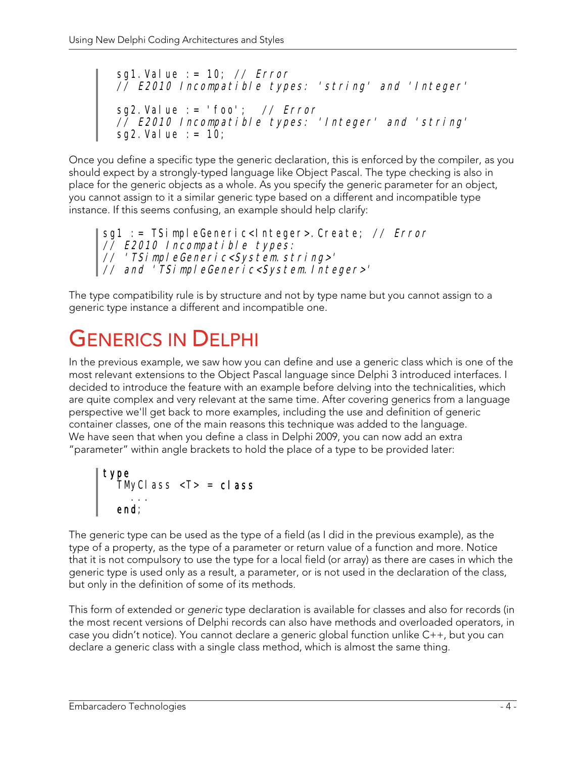```
sg1.Value := 10; // Error
// E2010 Incompatible types: 'string' and 'Integer'

sg2.Value := 'foo';  // Error
// E2010 Incompatible types: 'Integer' and 'string'
sg2.Value := 10;
```

Once you define a specific type the generic declaration, this is enforced by the compiler, as you should expect by a strongly-typed language like Object Pascal. The type checking is also in place for the generic objects as a whole. As you specify the generic parameter for an object, you cannot assign to it a similar generic type based on a different and incompatible type instance. If this seems confusing, an example should help clarify:

```
sg1 := TSimpleGeneric<Integer>.Create; // Error
// E2010 Incompatible types:
// 'TSimpleGeneric<System.string>'
// and 'TSimpleGeneric<System.Integer>'
```

The type compatibility rule is by structure and not by type name but you cannot assign to a generic type instance a different and incompatible one.

# Generics in Delphi

In the previous example, we saw how you can define and use a generic class which is one of the most relevant extensions to the Object Pascal language since Delphi 3 introduced interfaces. I decided to introduce the feature with an example before delving into the technicalities, which are quite complex and very relevant at the same time. After covering generics from a language perspective we'll get back to more examples, including the use and definition of generic container classes, one of the main reasons this technique was added to the language.
We have seen that when you define a class in Delphi 2009, you can now add an extra "parameter" within angle brackets to hold the place of a type to be provided later:

```
type
  TMyClass <T> = class
    ...
  end;
```

The generic type can be used as the type of a field (as I did in the previous example), as the type of a property, as the type of a parameter or return value of a function and more. Notice that it is not compulsory to use the type for a local field (or array) as there are cases in which the generic type is used only as a result, a parameter, or is not used in the declaration of the class, but only in the definition of some of its methods.

This form of extended or *generic* type declaration is available for classes and also for records (in the most recent versions of Delphi records can also have methods and overloaded operators, in case you didn't notice). You cannot declare a generic global function unlike C++, but you can declare a generic class with a single class method, which is almost the same thing.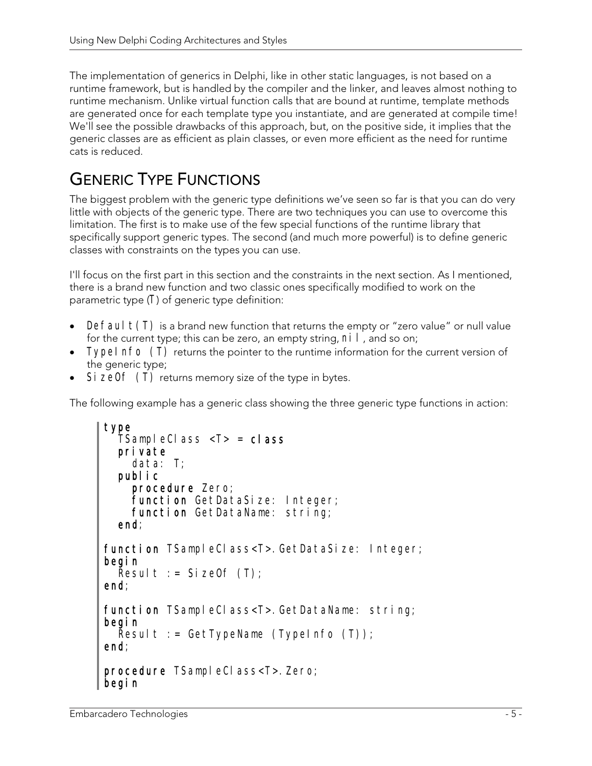The implementation of generics in Delphi, like in other static languages, is not based on a runtime framework, but is handled by the compiler and the linker, and leaves almost nothing to runtime mechanism. Unlike virtual function calls that are bound at runtime, template methods are generated once for each template type you instantiate, and are generated at compile time! We'll see the possible drawbacks of this approach, but, on the positive side, it implies that the generic classes are as efficient as plain classes, or even more efficient as the need for runtime cats is reduced.

## Generic Type Functions

The biggest problem with the generic type definitions we've seen so far is that you can do very little with objects of the generic type. There are two techniques you can use to overcome this limitation. The first is to make use of the few special functions of the runtime library that specifically support generic types. The second (and much more powerful) is to define generic classes with constraints on the types you can use.

I'll focus on the first part in this section and the constraints in the next section. As I mentioned, there is a brand new function and two classic ones specifically modified to work on the parametric type (T) of generic type definition:

- `Default(T)` is a brand new function that returns the empty or "zero value" or null value for the current type; this can be zero, an empty string, `nil`, and so on;
- `TypeInfo (T)` returns the pointer to the runtime information for the current version of the generic type;
- `SizeOf (T)` returns memory size of the type in bytes.

The following example has a generic class showing the three generic type functions in action:

```
type
  TSampleClass <T> = class
  private
    data: T;
  public
    procedure Zero;
    function GetDataSize: Integer;
    function GetDataName: string;
  end;

function TSampleClass<T>.GetDataSize: Integer;
begin
  Result := SizeOf (T);
end;

function TSampleClass<T>.GetDataName: string;
begin
  Result := GetTypeName (TypeInfo (T));
end;

procedure TSampleClass<T>.Zero;
begin
```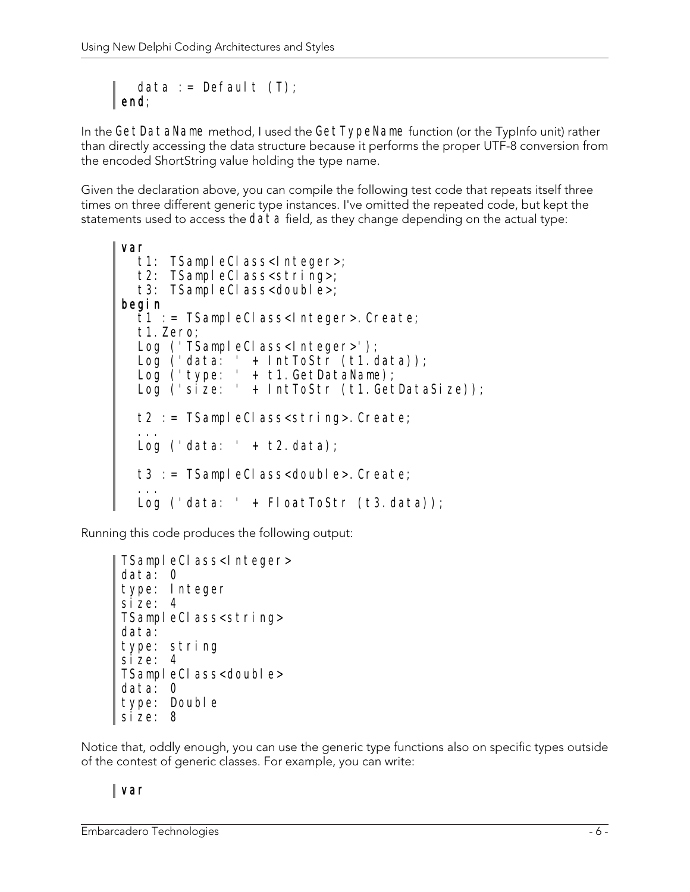```
  data := Default (T);
end;
```

In the `GetDataName` method, I used the `GetTypeName` function (or the TypInfo unit) rather than directly accessing the data structure because it performs the proper UTF-8 conversion from the encoded ShortString value holding the type name.

Given the declaration above, you can compile the following test code that repeats itself three times on three different generic type instances. I've omitted the repeated code, but kept the statements used to access the `data` field, as they change depending on the actual type:

```
var
  t1: TSampleClass<Integer>;
  t2: TSampleClass<string>;
  t3: TSampleClass<double>;
begin
  t1 := TSampleClass<Integer>.Create;
  t1.Zero;
  Log ('TSampleClass<Integer>');
  Log ('data: ' + IntToStr (t1.data));
  Log ('type: ' + t1.GetDataName);
  Log ('size: ' + IntToStr (t1.GetDataSize));

  t2 := TSampleClass<string>.Create;
  ...
  Log ('data: ' + t2.data);

  t3 := TSampleClass<double>.Create;
  ...
  Log ('data: ' + FloatToStr (t3.data));
```

Running this code produces the following output:

```
TSampleClass<Integer>
data: 0
type: Integer
size: 4
TSampleClass<string>
data:
type: string
size: 4
TSampleClass<double>
data: 0
type: Double
size: 8
```

Notice that, oddly enough, you can use the generic type functions also on specific types outside of the contest of generic classes. For example, you can write:

```
var
```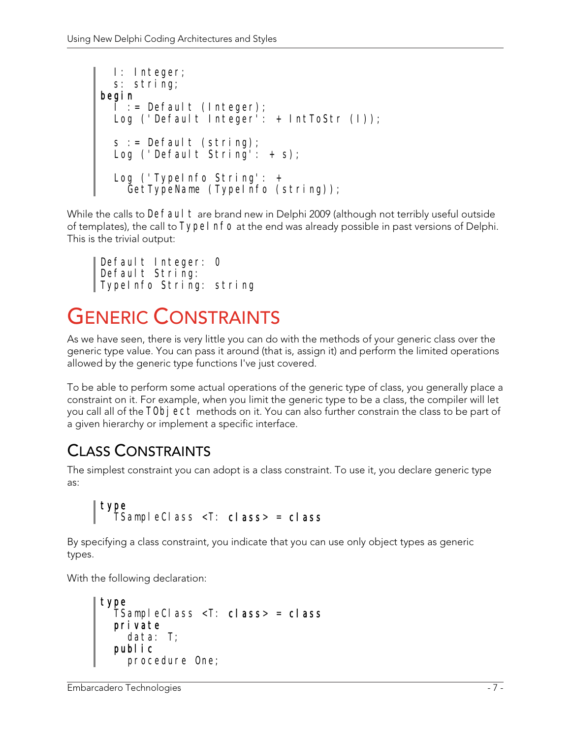```
  I: Integer;
  s: string;
begin
  I := Default (Integer);
  Log ('Default Integer': + IntToStr (I));

  s := Default (string);
  Log ('Default String': + s);

  Log ('TypeInfo String': +
    GetTypeName (TypeInfo (string));
```

While the calls to `Default` are brand new in Delphi 2009 (although not terribly useful outside of templates), the call to `TypeInfo` at the end was already possible in past versions of Delphi. This is the trivial output:

```
Default Integer: 0
Default String:
TypeInfo String: string
```

# Generic Constraints

As we have seen, there is very little you can do with the methods of your generic class over the generic type value. You can pass it around (that is, assign it) and perform the limited operations allowed by the generic type functions I've just covered.

To be able to perform some actual operations of the generic type of class, you generally place a constraint on it. For example, when you limit the generic type to be a class, the compiler will let you call all of the `TObject` methods on it. You can also further constrain the class to be part of a given hierarchy or implement a specific interface.

## Class Constraints

The simplest constraint you can adopt is a class constraint. To use it, you declare generic type as:

```
type
  TSampleClass <T: class> = class
```

By specifying a class constraint, you indicate that you can use only object types as generic types.

With the following declaration:

```
type
  TSampleClass <T: class> = class
  private
    data: T;
  public
    procedure One;
```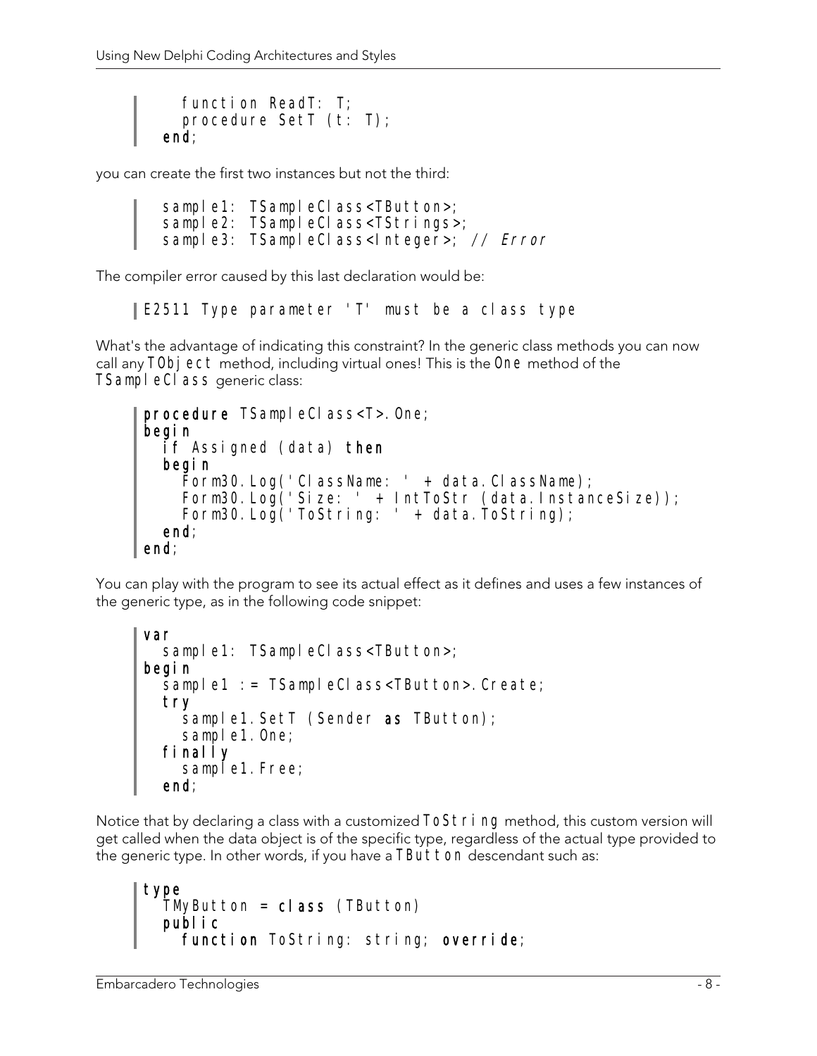```
    function ReadT: T;
    procedure SetT (t: T);
  end;
```

you can create the first two instances but not the third:

```
  sample1: TSampleClass<TButton>;
  sample2: TSampleClass<TStrings>;
  sample3: TSampleClass<Integer>; // Error
```

The compiler error caused by this last declaration would be:

```
E2511 Type parameter 'T' must be a class type
```

What's the advantage of indicating this constraint? In the generic class methods you can now call any `TObject` method, including virtual ones! This is the `One` method of the `TSampleClass` generic class:

```
procedure TSampleClass<T>.One;
begin
  if Assigned (data) then
  begin
    Form30.Log('ClassName: ' + data.ClassName);
    Form30.Log('Size: ' + IntToStr (data.InstanceSize));
    Form30.Log('ToString: ' + data.ToString);
  end;
end;
```

You can play with the program to see its actual effect as it defines and uses a few instances of the generic type, as in the following code snippet:

```
var
  sample1: TSampleClass<TButton>;
begin
  sample1 := TSampleClass<TButton>.Create;
  try
    sample1.SetT (Sender as TButton);
    sample1.One;
  finally
    sample1.Free;
  end;
```

Notice that by declaring a class with a customized `ToString` method, this custom version will get called when the data object is of the specific type, regardless of the actual type provided to the generic type. In other words, if you have a `TButton` descendant such as:

```
type
  TMyButton = class (TButton)
  public
    function ToString: string; override;
```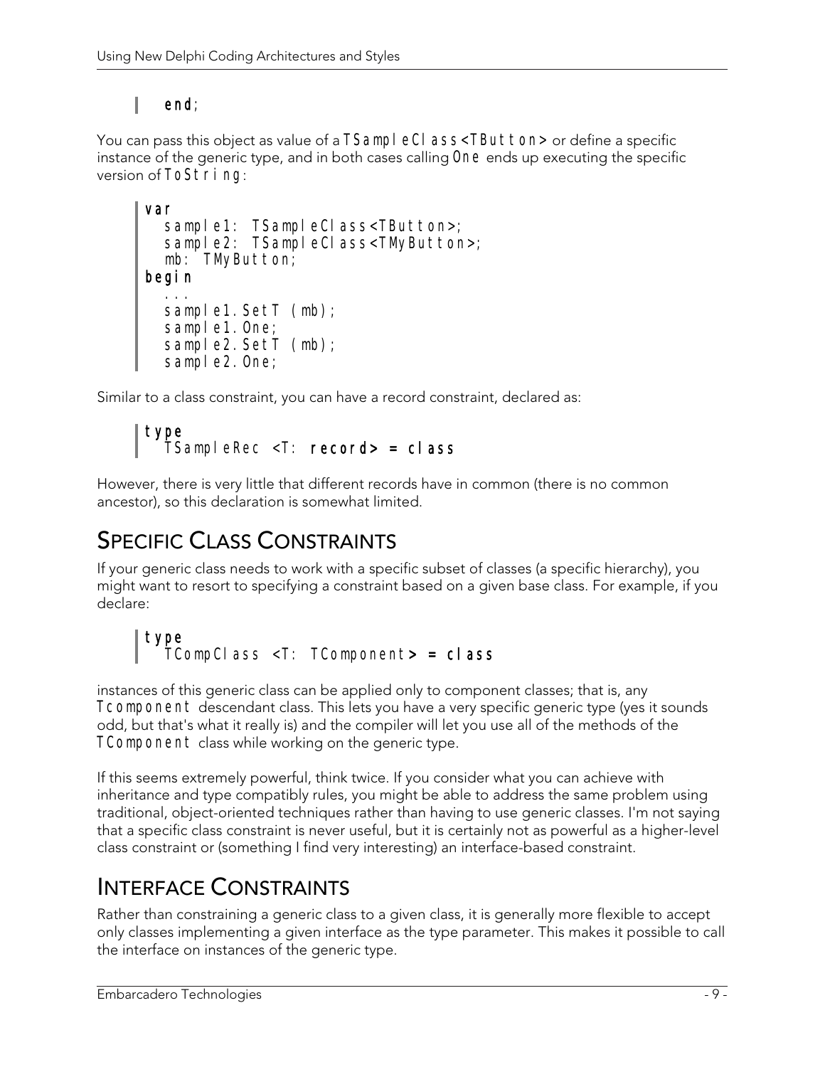```
end;
```

You can pass this object as value of a `TSampleClass<TButton>` or define a specific instance of the generic type, and in both cases calling `One` ends up executing the specific version of `ToString`:

```
var
  sample1: TSampleClass<TButton>;
  sample2: TSampleClass<TMyButton>;
  mb: TMyButton;
begin
  ...
  sample1.SetT (mb);
  sample1.One;
  sample2.SetT (mb);
  sample2.One;
```

Similar to a class constraint, you can have a record constraint, declared as:

```
type
  TSampleRec <T: record> = class
```

However, there is very little that different records have in common (there is no common ancestor), so this declaration is somewhat limited.

## Specific Class Constraints

If your generic class needs to work with a specific subset of classes (a specific hierarchy), you might want to resort to specifying a constraint based on a given base class. For example, if you declare:

```
type
  TCompClass <T: TComponent> = class
```

instances of this generic class can be applied only to component classes; that is, any `Tcomponent` descendant class. This lets you have a very specific generic type (yes it sounds odd, but that's what it really is) and the compiler will let you use all of the methods of the `TComponent` class while working on the generic type.

If this seems extremely powerful, think twice. If you consider what you can achieve with inheritance and type compatibly rules, you might be able to address the same problem using traditional, object-oriented techniques rather than having to use generic classes. I'm not saying that a specific class constraint is never useful, but it is certainly not as powerful as a higher-level class constraint or (something I find very interesting) an interface-based constraint.

## Interface Constraints

Rather than constraining a generic class to a given class, it is generally more flexible to accept only classes implementing a given interface as the type parameter. This makes it possible to call the interface on instances of the generic type.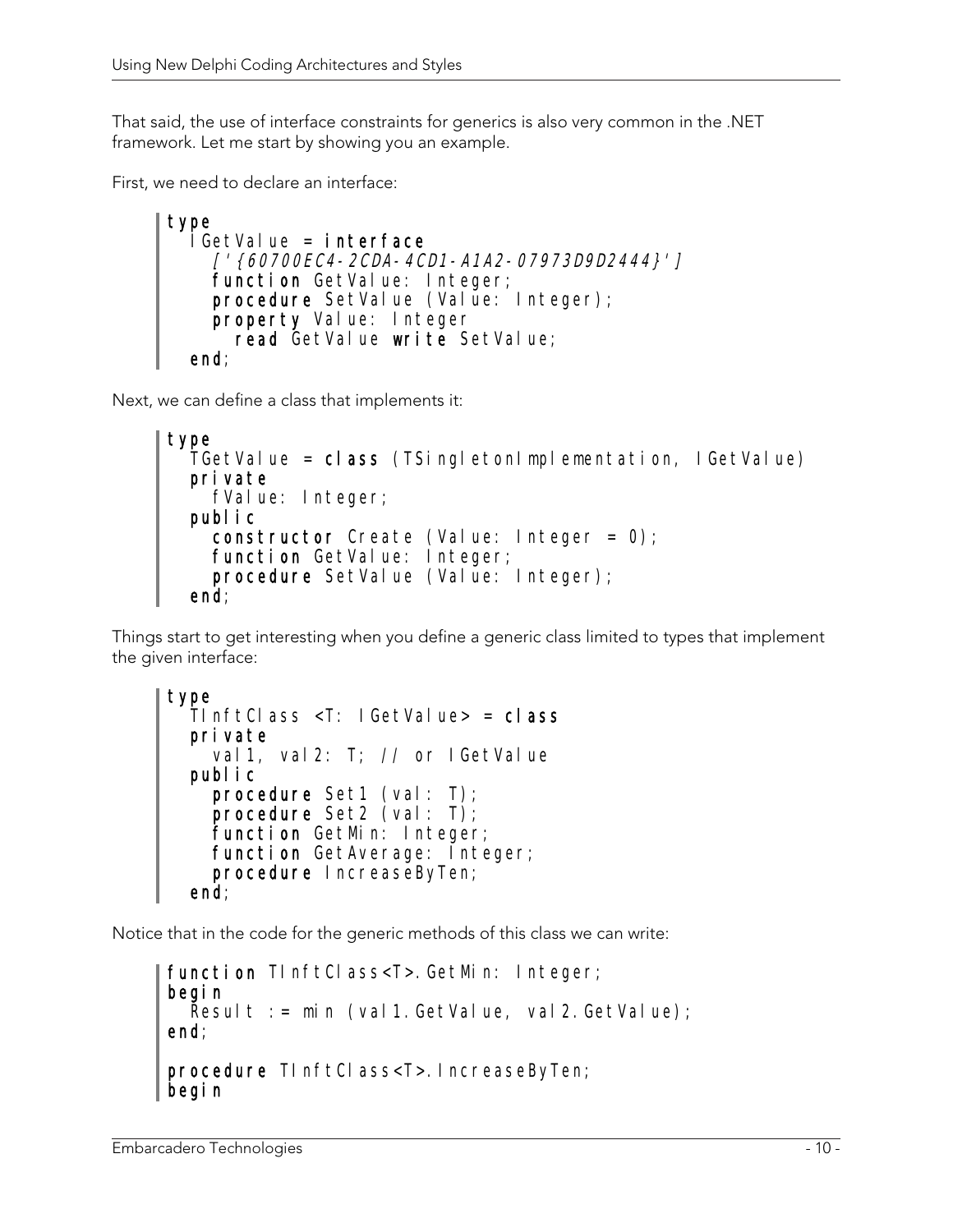That said, the use of interface constraints for generics is also very common in the .NET framework. Let me start by showing you an example.

First, we need to declare an interface:

```
type
  IGetValue = interface
    ['{60700EC4-2CDA-4CD1-A1A2-07973D9D2444}']
    function GetValue: Integer;
    procedure SetValue (Value: Integer);
    property Value: Integer
      read GetValue write SetValue;
  end;
```

Next, we can define a class that implements it:

```
type
  TGetValue = class (TSingletonImplementation, IGetValue)
  private
    fValue: Integer;
  public
    constructor Create (Value: Integer = 0);
    function GetValue: Integer;
    procedure SetValue (Value: Integer);
  end;
```

Things start to get interesting when you define a generic class limited to types that implement the given interface:

```
type
  TInftClass <T: IGetValue> = class
  private
    val1, val2: T; // or IGetValue
  public
    procedure Set1 (val: T);
    procedure Set2 (val: T);
    function GetMin: Integer;
    function GetAverage: Integer;
    procedure IncreaseByTen;
  end;
```

Notice that in the code for the generic methods of this class we can write:

```
function TInftClass<T>.GetMin: Integer;
begin
  Result := min (val1.GetValue, val2.GetValue);
end;

procedure TInftClass<T>.IncreaseByTen;
begin
```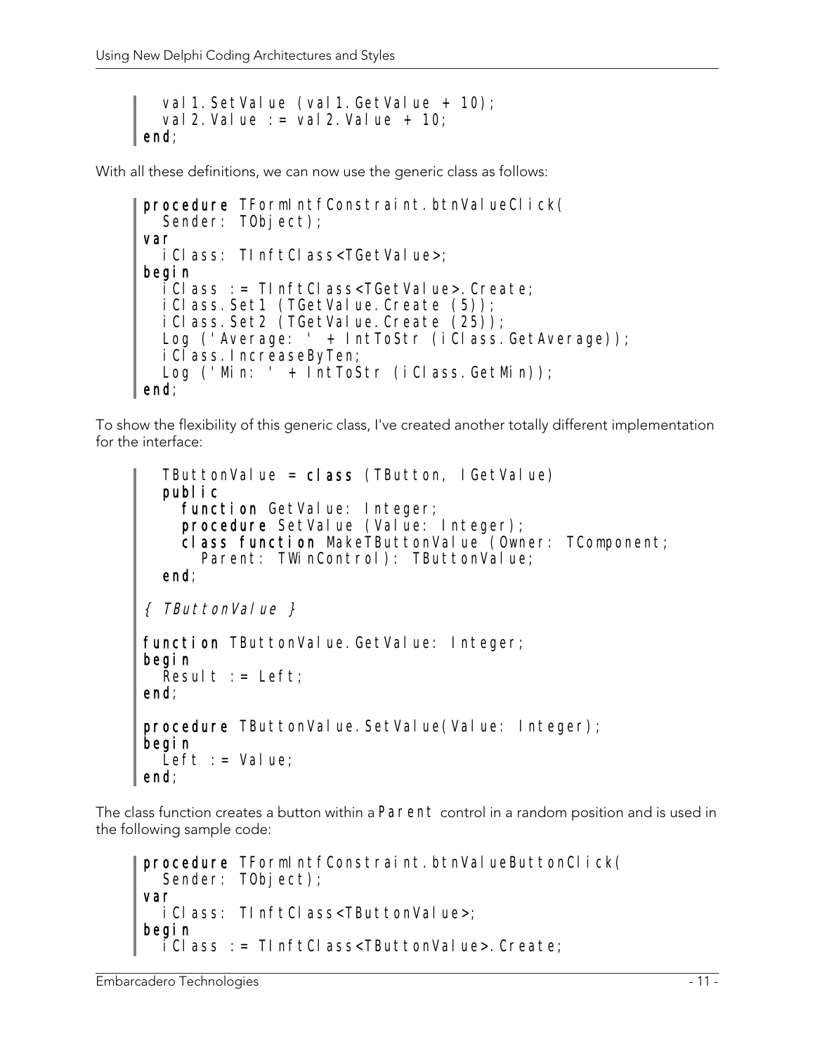```
  val1.SetValue (val1.GetValue + 10);
  val2.Value := val2.Value + 10;
end;
```

With all these definitions, we can now use the generic class as follows:

```
procedure TFormIntfConstraint.btnValueClick(
  Sender: TObject);
var
  iClass: TInftClass<TGetValue>;
begin
  iClass := TInftClass<TGetValue>.Create;
  iClass.Set1 (TGetValue.Create (5));
  iClass.Set2 (TGetValue.Create (25));
  Log ('Average: ' + IntToStr (iClass.GetAverage));
  iClass.IncreaseByTen;
  Log ('Min: ' + IntToStr (iClass.GetMin));
end;
```

To show the flexibility of this generic class, I've created another totally different implementation for the interface:

```
  TButtonValue = class (TButton, IGetValue)
  public
    function GetValue: Integer;
    procedure SetValue (Value: Integer);
    class function MakeTButtonValue (Owner: TComponent;
      Parent: TWinControl): TButtonValue;
  end;

{ TButtonValue }

function TButtonValue.GetValue: Integer;
begin
  Result := Left;
end;

procedure TButtonValue.SetValue(Value: Integer);
begin
  Left := Value;
end;
```

The class function creates a button within a `Parent` control in a random position and is used in the following sample code:

```
procedure TFormIntfConstraint.btnValueButtonClick(
  Sender: TObject);
var
  iClass: TInftClass<TButtonValue>;
begin
  iClass := TInftClass<TButtonValue>.Create;
```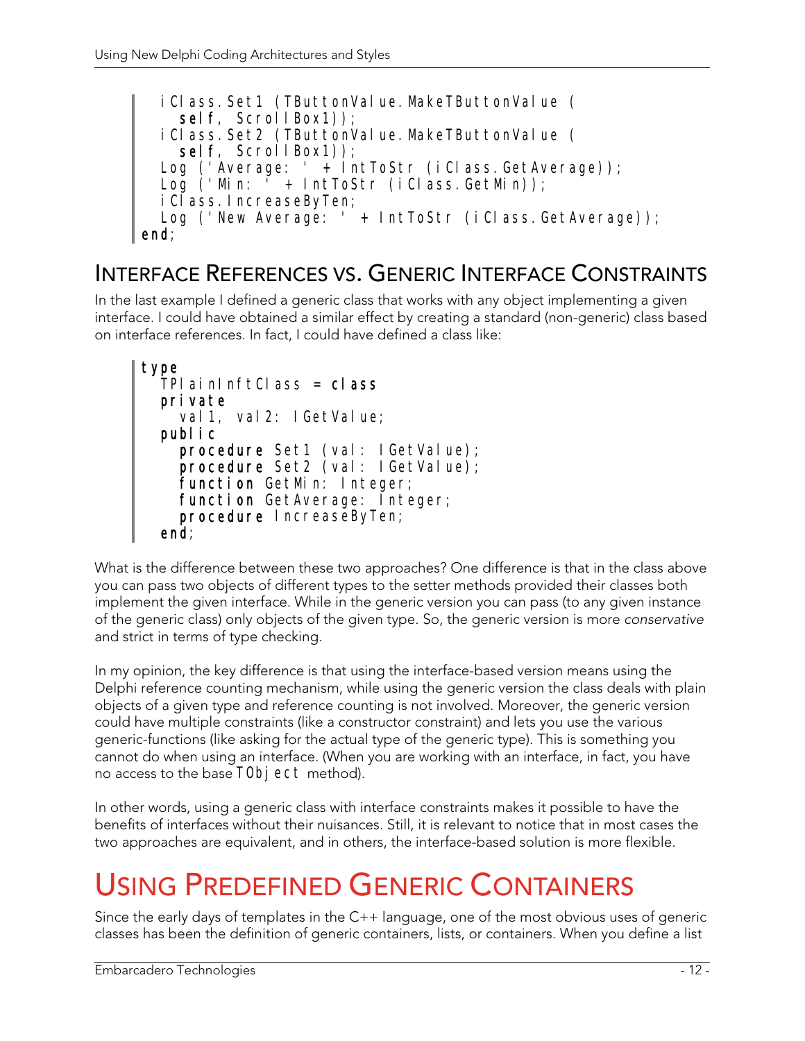```
  iClass.Set1 (TButtonValue.MakeTButtonValue (
    self, ScrollBox1));
  iClass.Set2 (TButtonValue.MakeTButtonValue (
    self, ScrollBox1));
  Log ('Average: ' + IntToStr (iClass.GetAverage));
  Log ('Min: ' + IntToStr (iClass.GetMin));
  iClass.IncreaseByTen;
  Log ('New Average: ' + IntToStr (iClass.GetAverage));
end;
```

## Interface References vs. Generic Interface Constraints

In the last example I defined a generic class that works with any object implementing a given interface. I could have obtained a similar effect by creating a standard (non-generic) class based on interface references. In fact, I could have defined a class like:

```
type
  TPlainInftClass = class
  private
    val1, val2: IGetValue;
  public
    procedure Set1 (val: IGetValue);
    procedure Set2 (val: IGetValue);
    function GetMin: Integer;
    function GetAverage: Integer;
    procedure IncreaseByTen;
  end;
```

What is the difference between these two approaches? One difference is that in the class above you can pass two objects of different types to the setter methods provided their classes both implement the given interface. While in the generic version you can pass (to any given instance of the generic class) only objects of the given type. So, the generic version is more *conservative* and strict in terms of type checking.

In my opinion, the key difference is that using the interface-based version means using the Delphi reference counting mechanism, while using the generic version the class deals with plain objects of a given type and reference counting is not involved. Moreover, the generic version could have multiple constraints (like a constructor constraint) and lets you use the various generic-functions (like asking for the actual type of the generic type). This is something you cannot do when using an interface. (When you are working with an interface, in fact, you have no access to the base `TObject` method).

In other words, using a generic class with interface constraints makes it possible to have the benefits of interfaces without their nuisances. Still, it is relevant to notice that in most cases the two approaches are equivalent, and in others, the interface-based solution is more flexible.

# Using Predefined Generic Containers

Since the early days of templates in the C++ language, one of the most obvious uses of generic classes has been the definition of generic containers, lists, or containers. When you define a list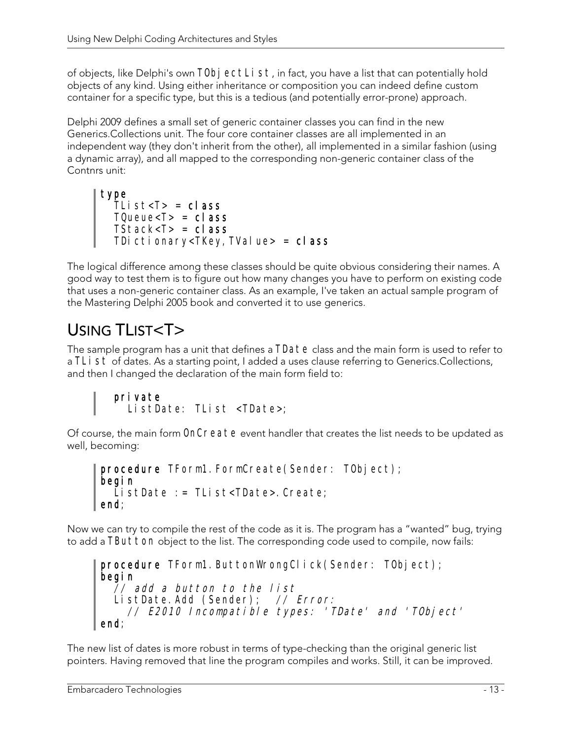of objects, like Delphi's own TObjectList, in fact, you have a list that can potentially hold objects of any kind. Using either inheritance or composition you can indeed define custom container for a specific type, but this is a tedious (and potentially error-prone) approach.

Delphi 2009 defines a small set of generic container classes you can find in the new Generics.Collections unit. The four core container classes are all implemented in an independent way (they don't inherit from the other), all implemented in a similar fashion (using a dynamic array), and all mapped to the corresponding non-generic container class of the Contnrs unit:

```
type
  TList<T> = class
  TQueue<T> = class
  TStack<T> = class
  TDictionary<TKey,TValue> = class
```

The logical difference among these classes should be quite obvious considering their names. A good way to test them is to figure out how many changes you have to perform on existing code that uses a non-generic container class. As an example, I've taken an actual sample program of the Mastering Delphi 2005 book and converted it to use generics.

## USING TLIST<T>

The sample program has a unit that defines a TDate class and the main form is used to refer to a TList of dates. As a starting point, I added a uses clause referring to Generics.Collections, and then I changed the declaration of the main form field to:

```
  private
    ListDate: TList <TDate>;
```

Of course, the main form OnCreate event handler that creates the list needs to be updated as well, becoming:

```
procedure TForm1.FormCreate(Sender: TObject);
begin
  ListDate := TList<TDate>.Create;
end;
```

Now we can try to compile the rest of the code as it is. The program has a "wanted" bug, trying to add a TButton object to the list. The corresponding code used to compile, now fails:

```
procedure TForm1.ButtonWrongClick(Sender: TObject);
begin
  // add a button to the list
  ListDate.Add (Sender);  // Error:
    // E2010 Incompatible types: 'TDate' and 'TObject'
end;
```

The new list of dates is more robust in terms of type-checking than the original generic list pointers. Having removed that line the program compiles and works. Still, it can be improved.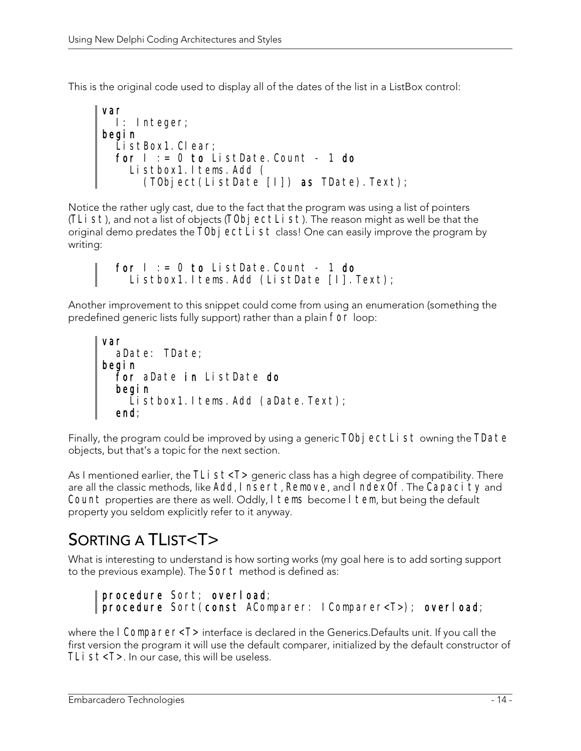This is the original code used to display all of the dates of the list in a ListBox control:

```
var
  I: Integer;
begin
  ListBox1.Clear;
  for I := 0 to ListDate.Count - 1 do
    Listbox1.Items.Add (
      (TObject(ListDate [I]) as TDate).Text);
```

Notice the rather ugly cast, due to the fact that the program was using a list of pointers (`TList`), and not a list of objects (`TObjectList`). The reason might as well be that the original demo predates the `TObjectList` class! One can easily improve the program by writing:

```
  for I := 0 to ListDate.Count - 1 do
    Listbox1.Items.Add (ListDate [I].Text);
```

Another improvement to this snippet could come from using an enumeration (something the predefined generic lists fully support) rather than a plain `for` loop:

```
var
  aDate: TDate;
begin
  for aDate in ListDate do
  begin
    Listbox1.Items.Add (aDate.Text);
  end;
```

Finally, the program could be improved by using a generic `TObjectList` owning the `TDate` objects, but that's a topic for the next section.

As I mentioned earlier, the `TList<T>` generic class has a high degree of compatibility. There are all the classic methods, like `Add`, `Insert`, `Remove`, and `IndexOf`. The `Capacity` and `Count` properties are there as well. Oddly, `Items` become `Item`, but being the default property you seldom explicitly refer to it anyway.

## Sorting a TList<T>

What is interesting to understand is how sorting works (my goal here is to add sorting support to the previous example). The `Sort` method is defined as:

```
procedure Sort; overload;
procedure Sort(const AComparer: IComparer<T>); overload;
```

where the `IComparer<T>` interface is declared in the Generics.Defaults unit. If you call the first version the program it will use the default comparer, initialized by the default constructor of `TList<T>`. In our case, this will be useless.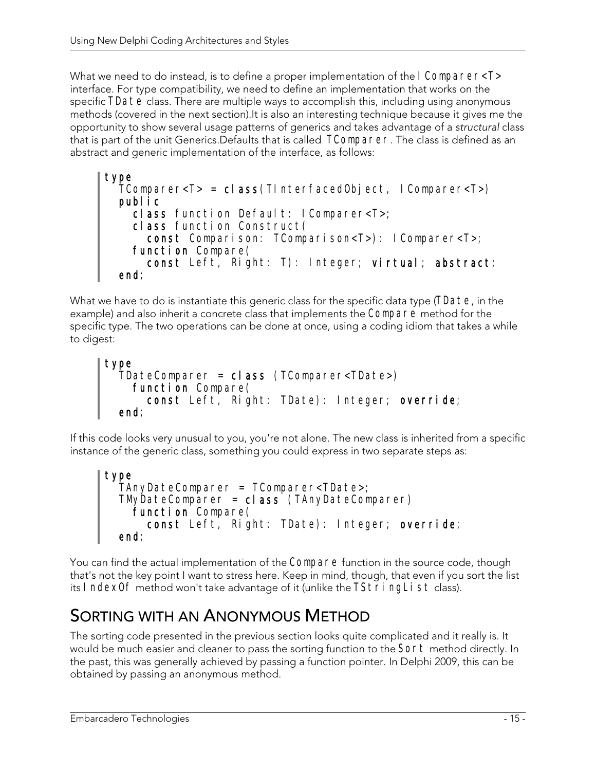What we need to do instead, is to define a proper implementation of the IComparer<T> interface. For type compatibility, we need to define an implementation that works on the specific TDate class. There are multiple ways to accomplish this, including using anonymous methods (covered in the next section).It is also an interesting technique because it gives me the opportunity to show several usage patterns of generics and takes advantage of a *structural* class that is part of the unit Generics.Defaults that is called TComparer. The class is defined as an abstract and generic implementation of the interface, as follows:

```
type
  TComparer<T> = class(TInterfacedObject, IComparer<T>)
  public
    class function Default: IComparer<T>;
    class function Construct(
      const Comparison: TComparison<T>): IComparer<T>;
    function Compare(
      const Left, Right: T): Integer; virtual; abstract;
  end;
```

What we have to do is instantiate this generic class for the specific data type (TDate, in the example) and also inherit a concrete class that implements the Compare method for the specific type. The two operations can be done at once, using a coding idiom that takes a while to digest:

```
type
  TDateComparer = class (TComparer<TDate>)
    function Compare(
      const Left, Right: TDate): Integer; override;
  end;
```

If this code looks very unusual to you, you're not alone. The new class is inherited from a specific instance of the generic class, something you could express in two separate steps as:

```
type
  TAnyDateComparer = TComparer<TDate>;
  TMyDateComparer = class (TAnyDateComparer)
    function Compare(
      const Left, Right: TDate): Integer; override;
  end;
```

You can find the actual implementation of the Compare function in the source code, though that's not the key point I want to stress here. Keep in mind, though, that even if you sort the list its IndexOf method won't take advantage of it (unlike the TStringList class).

## Sorting with an Anonymous Method

The sorting code presented in the previous section looks quite complicated and it really is. It would be much easier and cleaner to pass the sorting function to the Sort method directly. In the past, this was generally achieved by passing a function pointer. In Delphi 2009, this can be obtained by passing an anonymous method.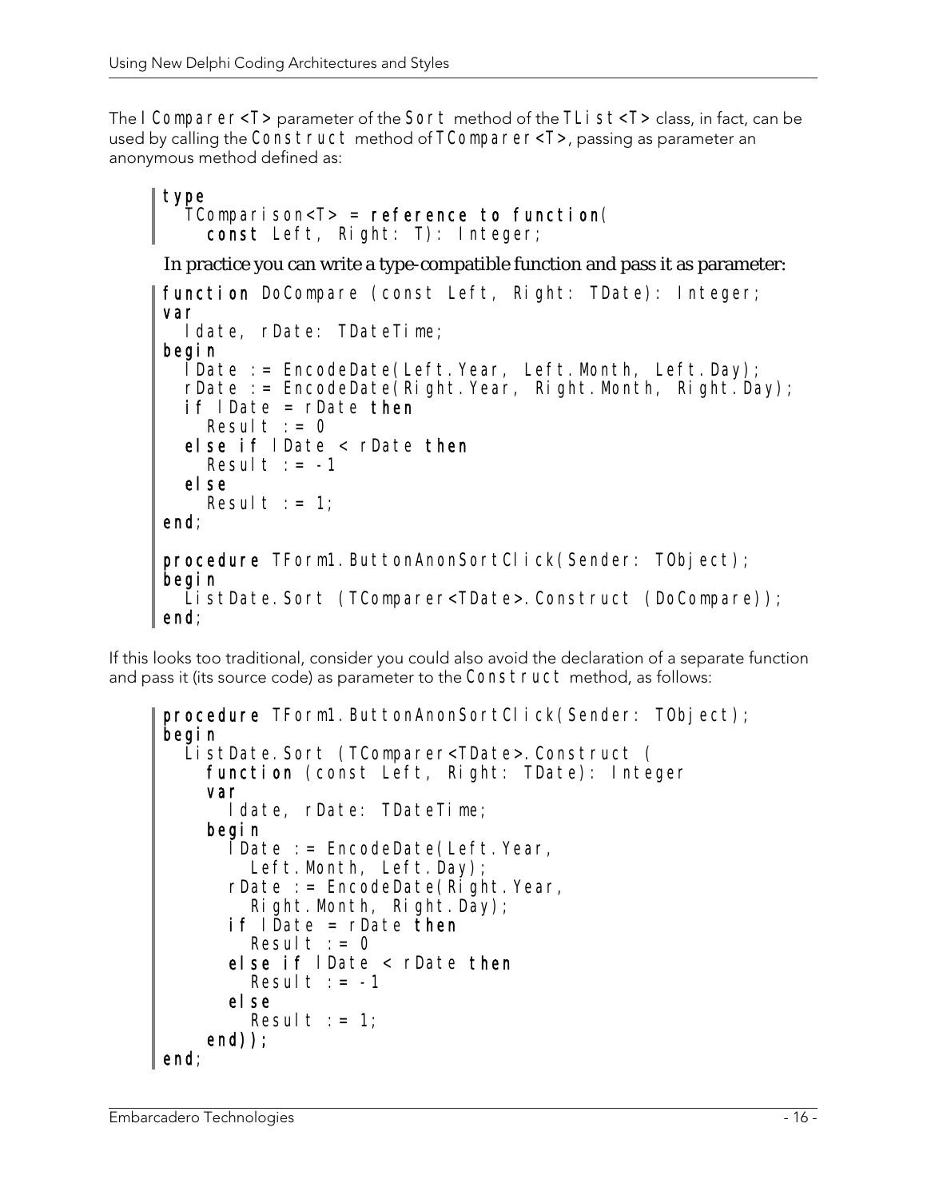The `IComparer<T>` parameter of the `Sort` method of the `TList<T>` class, in fact, can be used by calling the `Construct` method of `TComparer<T>`, passing as parameter an anonymous method defined as:

```
type
  TComparison<T> = reference to function(
    const Left, Right: T): Integer;
```

In practice you can write a type-compatible function and pass it as parameter:

```
function DoCompare (const Left, Right: TDate): Integer;
var
  ldate, rDate: TDateTime;
begin
  lDate := EncodeDate(Left.Year, Left.Month, Left.Day);
  rDate := EncodeDate(Right.Year, Right.Month, Right.Day);
  if lDate = rDate then
    Result := 0
  else if lDate < rDate then
    Result := -1
  else
    Result := 1;
end;

procedure TForm1.ButtonAnonSortClick(Sender: TObject);
begin
  ListDate.Sort (TComparer<TDate>.Construct (DoCompare));
end;
```

If this looks too traditional, consider you could also avoid the declaration of a separate function and pass it (its source code) as parameter to the `Construct` method, as follows:

```
procedure TForm1.ButtonAnonSortClick(Sender: TObject);
begin
  ListDate.Sort (TComparer<TDate>.Construct (
    function (const Left, Right: TDate): Integer
    var
      ldate, rDate: TDateTime;
    begin
      lDate := EncodeDate(Left.Year,
        Left.Month, Left.Day);
      rDate := EncodeDate(Right.Year,
        Right.Month, Right.Day);
      if lDate = rDate then
        Result := 0
      else if lDate < rDate then
        Result := -1
      else
        Result := 1;
    end));
end;
```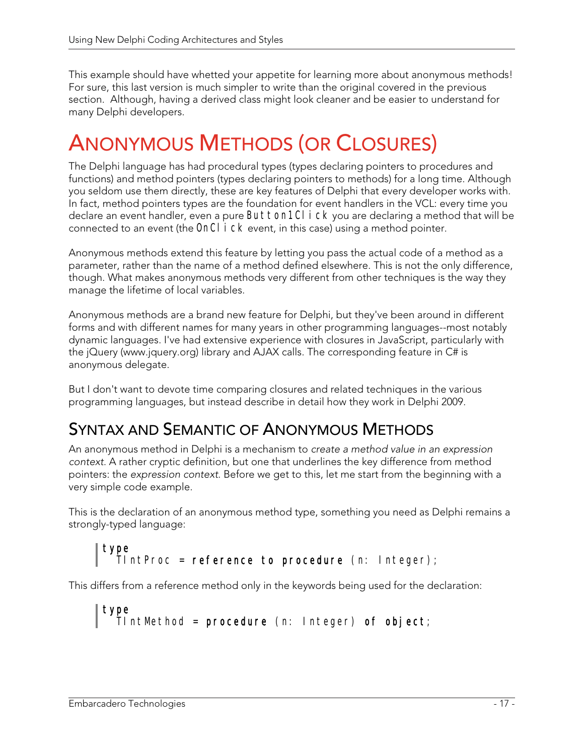This example should have whetted your appetite for learning more about anonymous methods! For sure, this last version is much simpler to write than the original covered in the previous section. Although, having a derived class might look cleaner and be easier to understand for many Delphi developers.

# Anonymous Methods (or Closures)

The Delphi language has had procedural types (types declaring pointers to procedures and functions) and method pointers (types declaring pointers to methods) for a long time. Although you seldom use them directly, these are key features of Delphi that every developer works with. In fact, method pointers types are the foundation for event handlers in the VCL: every time you declare an event handler, even a pure `Button1Click` you are declaring a method that will be connected to an event (the `OnClick` event, in this case) using a method pointer.

Anonymous methods extend this feature by letting you pass the actual code of a method as a parameter, rather than the name of a method defined elsewhere. This is not the only difference, though. What makes anonymous methods very different from other techniques is the way they manage the lifetime of local variables.

Anonymous methods are a brand new feature for Delphi, but they've been around in different forms and with different names for many years in other programming languages--most notably dynamic languages. I've had extensive experience with closures in JavaScript, particularly with the jQuery (www.jquery.org) library and AJAX calls. The corresponding feature in C# is anonymous delegate.

But I don't want to devote time comparing closures and related techniques in the various programming languages, but instead describe in detail how they work in Delphi 2009.

## Syntax and Semantic of Anonymous Methods

An anonymous method in Delphi is a mechanism to *create a method value in an expression context*. A rather cryptic definition, but one that underlines the key difference from method pointers: the *expression context*. Before we get to this, let me start from the beginning with a very simple code example.

This is the declaration of an anonymous method type, something you need as Delphi remains a strongly-typed language:

```
type
  TIntProc = reference to procedure (n: Integer);
```

This differs from a reference method only in the keywords being used for the declaration:

```
type
  TIntMethod = procedure (n: Integer) of object;
```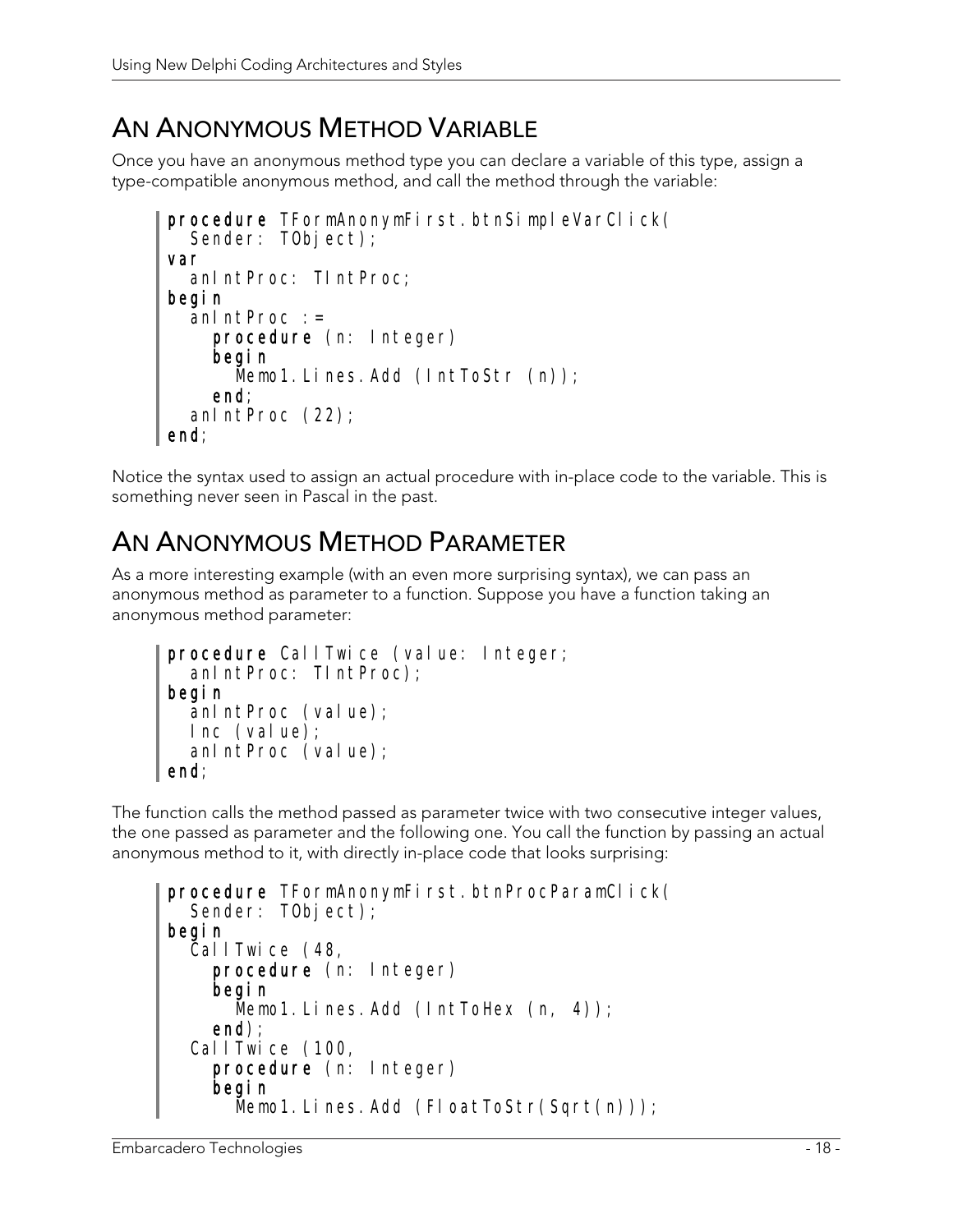## An Anonymous Method Variable

Once you have an anonymous method type you can declare a variable of this type, assign a type-compatible anonymous method, and call the method through the variable:

```
procedure TFormAnonymFirst.btnSimpleVarClick(
  Sender: TObject);
var
  anIntProc: TIntProc;
begin
  anIntProc :=
    procedure (n: Integer)
    begin
      Memo1.Lines.Add (IntToStr (n));
    end;
  anIntProc (22);
end;
```

Notice the syntax used to assign an actual procedure with in-place code to the variable. This is something never seen in Pascal in the past.

## An Anonymous Method Parameter

As a more interesting example (with an even more surprising syntax), we can pass an anonymous method as parameter to a function. Suppose you have a function taking an anonymous method parameter:

```
procedure CallTwice (value: Integer;
  anIntProc: TIntProc);
begin
  anIntProc (value);
  Inc (value);
  anIntProc (value);
end;
```

The function calls the method passed as parameter twice with two consecutive integer values, the one passed as parameter and the following one. You call the function by passing an actual anonymous method to it, with directly in-place code that looks surprising:

```
procedure TFormAnonymFirst.btnProcParamClick(
  Sender: TObject);
begin
  CallTwice (48,
    procedure (n: Integer)
    begin
      Memo1.Lines.Add (IntToHex (n, 4));
    end);
  CallTwice (100,
    procedure (n: Integer)
    begin
      Memo1.Lines.Add (FloatToStr(Sqrt(n)));
```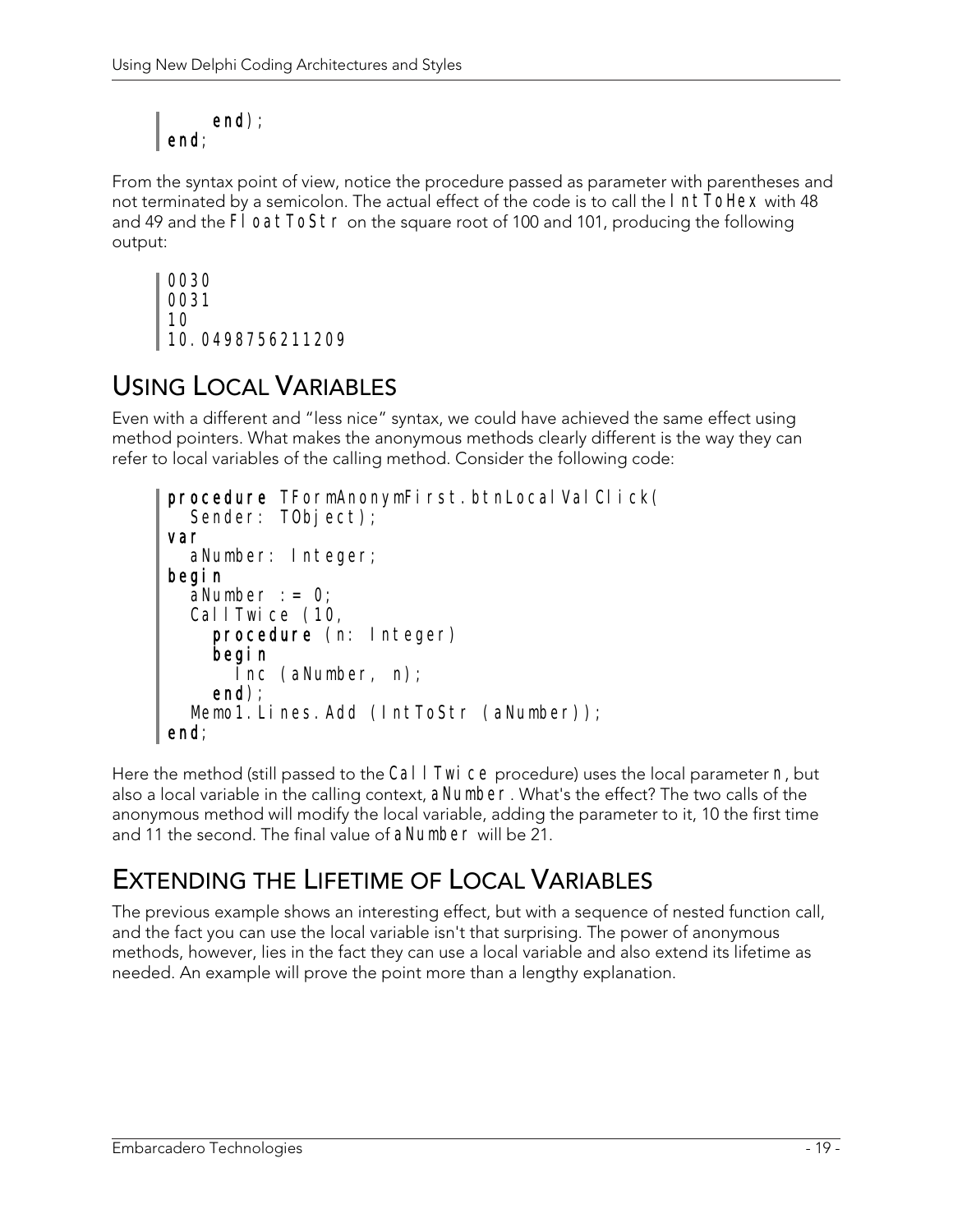```
    end);
end;
```

From the syntax point of view, notice the procedure passed as parameter with parentheses and not terminated by a semicolon. The actual effect of the code is to call the `IntToHex` with 48 and 49 and the `FloatToStr` on the square root of 100 and 101, producing the following output:

```
0030
0031
10
10.0498756211209
```

## Using Local Variables

Even with a different and "less nice" syntax, we could have achieved the same effect using method pointers. What makes the anonymous methods clearly different is the way they can refer to local variables of the calling method. Consider the following code:

```
procedure TFormAnonymFirst.btnLocalValClick(
  Sender: TObject);
var
  aNumber: Integer;
begin
  aNumber := 0;
  CallTwice (10,
    procedure (n: Integer)
    begin
      Inc (aNumber, n);
    end);
  Memo1.Lines.Add (IntToStr (aNumber));
end;
```

Here the method (still passed to the `CallTwice` procedure) uses the local parameter `n`, but also a local variable in the calling context, `aNumber`. What's the effect? The two calls of the anonymous method will modify the local variable, adding the parameter to it, 10 the first time and 11 the second. The final value of `aNumber` will be 21.

## Extending the Lifetime of Local Variables

The previous example shows an interesting effect, but with a sequence of nested function call, and the fact you can use the local variable isn't that surprising. The power of anonymous methods, however, lies in the fact they can use a local variable and also extend its lifetime as needed. An example will prove the point more than a lengthy explanation.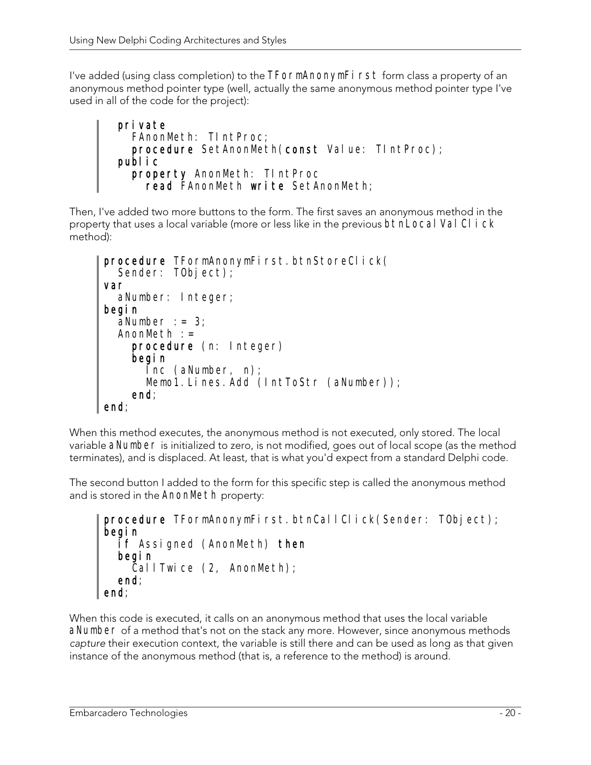I've added (using class completion) to the `TFormAnonymFirst` form class a property of an anonymous method pointer type (well, actually the same anonymous method pointer type I've used in all of the code for the project):

```
  private
    FAnonMeth: TIntProc;
    procedure SetAnonMeth(const Value: TIntProc);
  public
    property AnonMeth: TIntProc
      read FAnonMeth write SetAnonMeth;
```

Then, I've added two more buttons to the form. The first saves an anonymous method in the property that uses a local variable (more or less like in the previous `btnLocalValClick` method):

```
procedure TFormAnonymFirst.btnStoreClick(
  Sender: TObject);
var
  aNumber: Integer;
begin
  aNumber := 3;
  AnonMeth :=
    procedure (n: Integer)
    begin
      Inc (aNumber, n);
      Memo1.Lines.Add (IntToStr (aNumber));
    end;
end;
```

When this method executes, the anonymous method is not executed, only stored. The local variable `aNumber` is initialized to zero, is not modified, goes out of local scope (as the method terminates), and is displaced. At least, that is what you'd expect from a standard Delphi code.

The second button I added to the form for this specific step is called the anonymous method and is stored in the `AnonMeth` property:

```
procedure TFormAnonymFirst.btnCallClick(Sender: TObject);
begin
  if Assigned (AnonMeth) then
  begin
    CallTwice (2, AnonMeth);
  end;
end;
```

When this code is executed, it calls on an anonymous method that uses the local variable `aNumber` of a method that's not on the stack any more. However, since anonymous methods *capture* their execution context, the variable is still there and can be used as long as that given instance of the anonymous method (that is, a reference to the method) is around.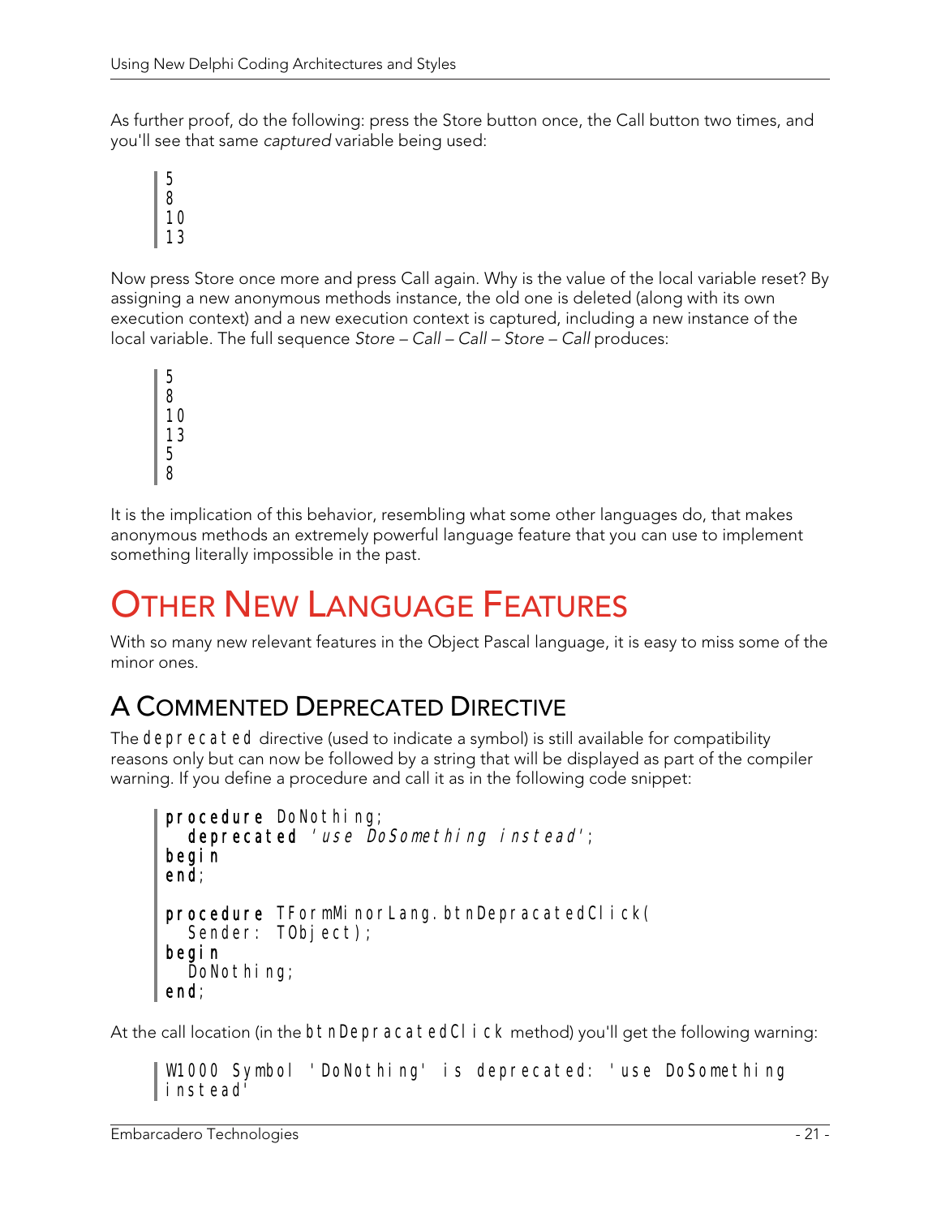As further proof, do the following: press the Store button once, the Call button two times, and you'll see that same *captured* variable being used:

```
5
8
10
13
```

Now press Store once more and press Call again. Why is the value of the local variable reset? By assigning a new anonymous methods instance, the old one is deleted (along with its own execution context) and a new execution context is captured, including a new instance of the local variable. The full sequence *Store – Call – Call – Store – Call* produces:

```
5
8
10
13
5
8
```

It is the implication of this behavior, resembling what some other languages do, that makes anonymous methods an extremely powerful language feature that you can use to implement something literally impossible in the past.

# OTHER NEW LANGUAGE FEATURES

With so many new relevant features in the Object Pascal language, it is easy to miss some of the minor ones.

## A COMMENTED DEPRECATED DIRECTIVE

The `deprecated` directive (used to indicate a symbol) is still available for compatibility reasons only but can now be followed by a string that will be displayed as part of the compiler warning. If you define a procedure and call it as in the following code snippet:

```
procedure DoNothing;
  deprecated 'use DoSomething instead';
begin
end;

procedure TFormMinorLang.btnDepracatedClick(
  Sender: TObject);
begin
  DoNothing;
end;
```

At the call location (in the `btnDepracatedClick` method) you'll get the following warning:

```
W1000 Symbol 'DoNothing' is deprecated: 'use DoSomething
instead'
```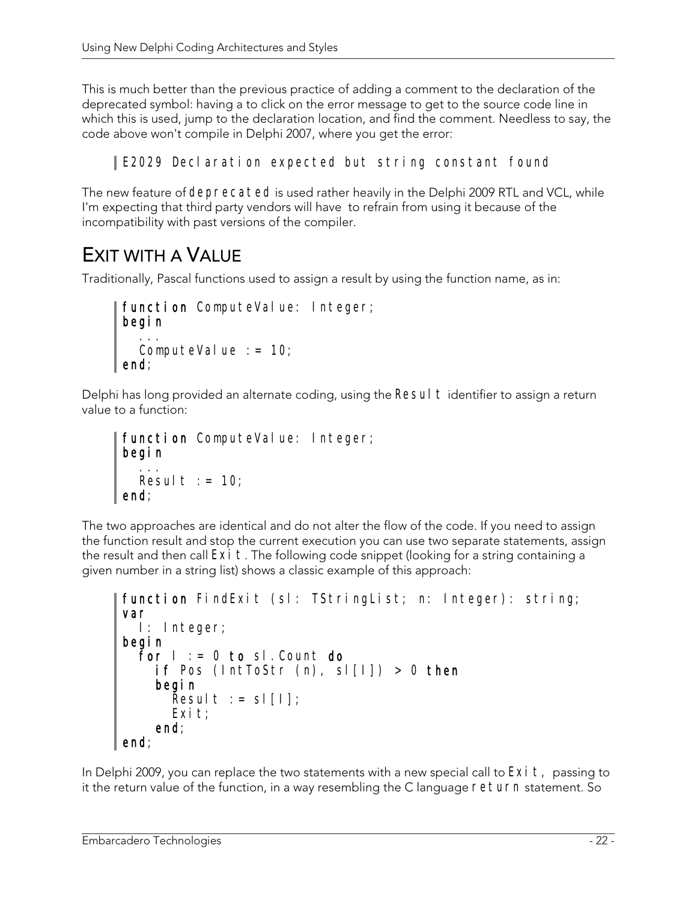This is much better than the previous practice of adding a comment to the declaration of the deprecated symbol: having a to click on the error message to get to the source code line in which this is used, jump to the declaration location, and find the comment. Needless to say, the code above won't compile in Delphi 2007, where you get the error:

```
E2029 Declaration expected but string constant found
```

The new feature of `deprecated` is used rather heavily in the Delphi 2009 RTL and VCL, while I'm expecting that third party vendors will have to refrain from using it because of the incompatibility with past versions of the compiler.

## EXIT WITH A VALUE

Traditionally, Pascal functions used to assign a result by using the function name, as in:

```
function ComputeValue: Integer;
begin
  ...
  ComputeValue := 10;
end;
```

Delphi has long provided an alternate coding, using the `Result` identifier to assign a return value to a function:

```
function ComputeValue: Integer;
begin
  ...
  Result := 10;
end;
```

The two approaches are identical and do not alter the flow of the code. If you need to assign the function result and stop the current execution you can use two separate statements, assign the result and then call `Exit`. The following code snippet (looking for a string containing a given number in a string list) shows a classic example of this approach:

```
function FindExit (sl: TStringList; n: Integer): string;
var
  I: Integer;
begin
  for I := 0 to sl.Count do
    if Pos (IntToStr (n), sl[I]) > 0 then
    begin
      Result := sl[I];
      Exit;
    end;
end;
```

In Delphi 2009, you can replace the two statements with a new special call to `Exit`, passing to it the return value of the function, in a way resembling the C language `return` statement. So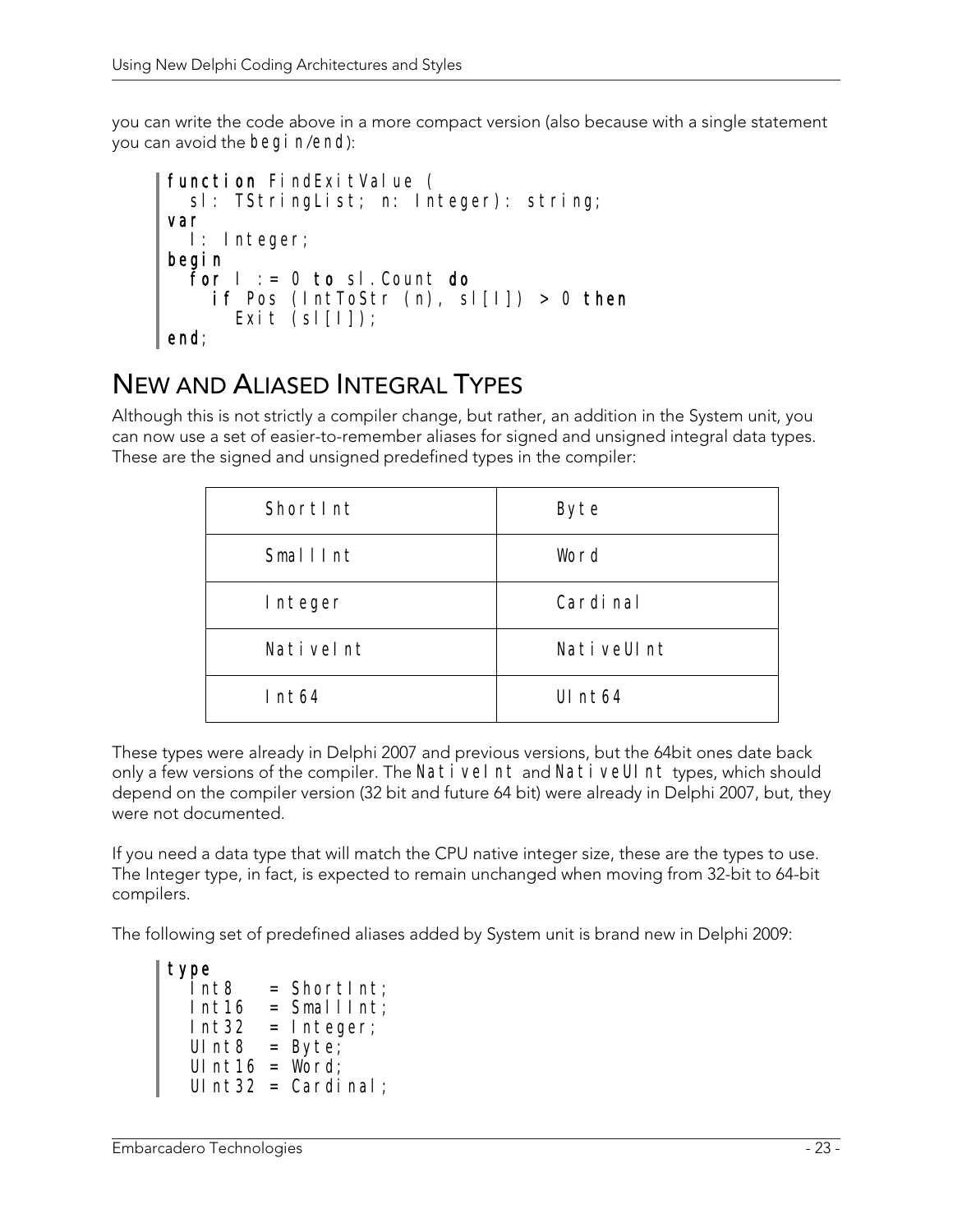you can write the code above in a more compact version (also because with a single statement you can avoid the `begin/end`):

```
function FindExitValue (
  sl: TStringList; n: Integer): string;
var
  I: Integer;
begin
  for I := 0 to sl.Count do
    if Pos (IntToStr (n), sl[I]) > 0 then
      Exit (sl[I]);
end;
```

# NEW AND ALIASED INTEGRAL TYPES

Although this is not strictly a compiler change, but rather, an addition in the System unit, you can now use a set of easier-to-remember aliases for signed and unsigned integral data types. These are the signed and unsigned predefined types in the compiler:

| | |
|---|---|
| ShortInt | Byte |
| SmallInt | Word |
| Integer | Cardinal |
| NativeInt | NativeUInt |
| Int64 | UInt64 |

These types were already in Delphi 2007 and previous versions, but the 64bit ones date back only a few versions of the compiler. The `NativeInt` and `NativeUInt` types, which should depend on the compiler version (32 bit and future 64 bit) were already in Delphi 2007, but, they were not documented.

If you need a data type that will match the CPU native integer size, these are the types to use. The Integer type, in fact, is expected to remain unchanged when moving from 32-bit to 64-bit compilers.

The following set of predefined aliases added by System unit is brand new in Delphi 2009:

```
type
  Int8   = ShortInt;
  Int16  = SmallInt;
  Int32  = Integer;
  UInt8  = Byte;
  UInt16 = Word;
  UInt32 = Cardinal;
```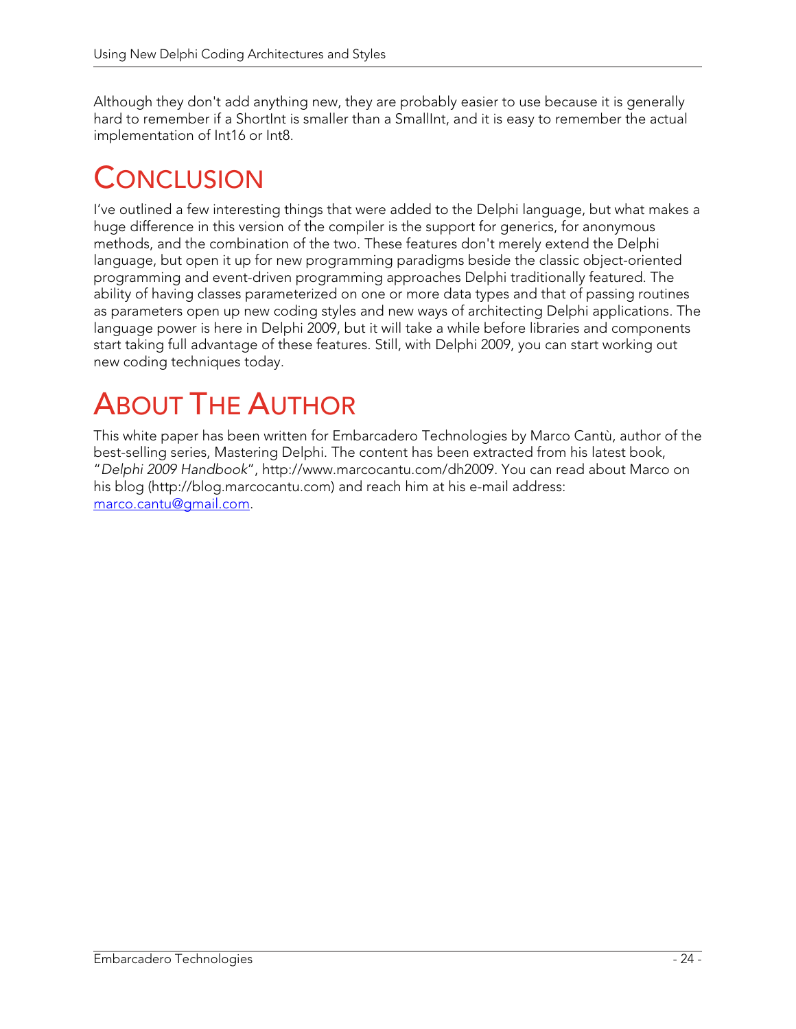Although they don't add anything new, they are probably easier to use because it is generally hard to remember if a ShortInt is smaller than a SmallInt, and it is easy to remember the actual implementation of Int16 or Int8.

# CONCLUSION

I've outlined a few interesting things that were added to the Delphi language, but what makes a huge difference in this version of the compiler is the support for generics, for anonymous methods, and the combination of the two. These features don't merely extend the Delphi language, but open it up for new programming paradigms beside the classic object-oriented programming and event-driven programming approaches Delphi traditionally featured. The ability of having classes parameterized on one or more data types and that of passing routines as parameters open up new coding styles and new ways of architecting Delphi applications. The language power is here in Delphi 2009, but it will take a while before libraries and components start taking full advantage of these features. Still, with Delphi 2009, you can start working out new coding techniques today.

# ABOUT THE AUTHOR

This white paper has been written for Embarcadero Technologies by Marco Cantù, author of the best-selling series, Mastering Delphi. The content has been extracted from his latest book, "*Delphi 2009 Handbook*", http://www.marcocantu.com/dh2009. You can read about Marco on his blog (http://blog.marcocantu.com) and reach him at his e-mail address: marco.cantu@gmail.com.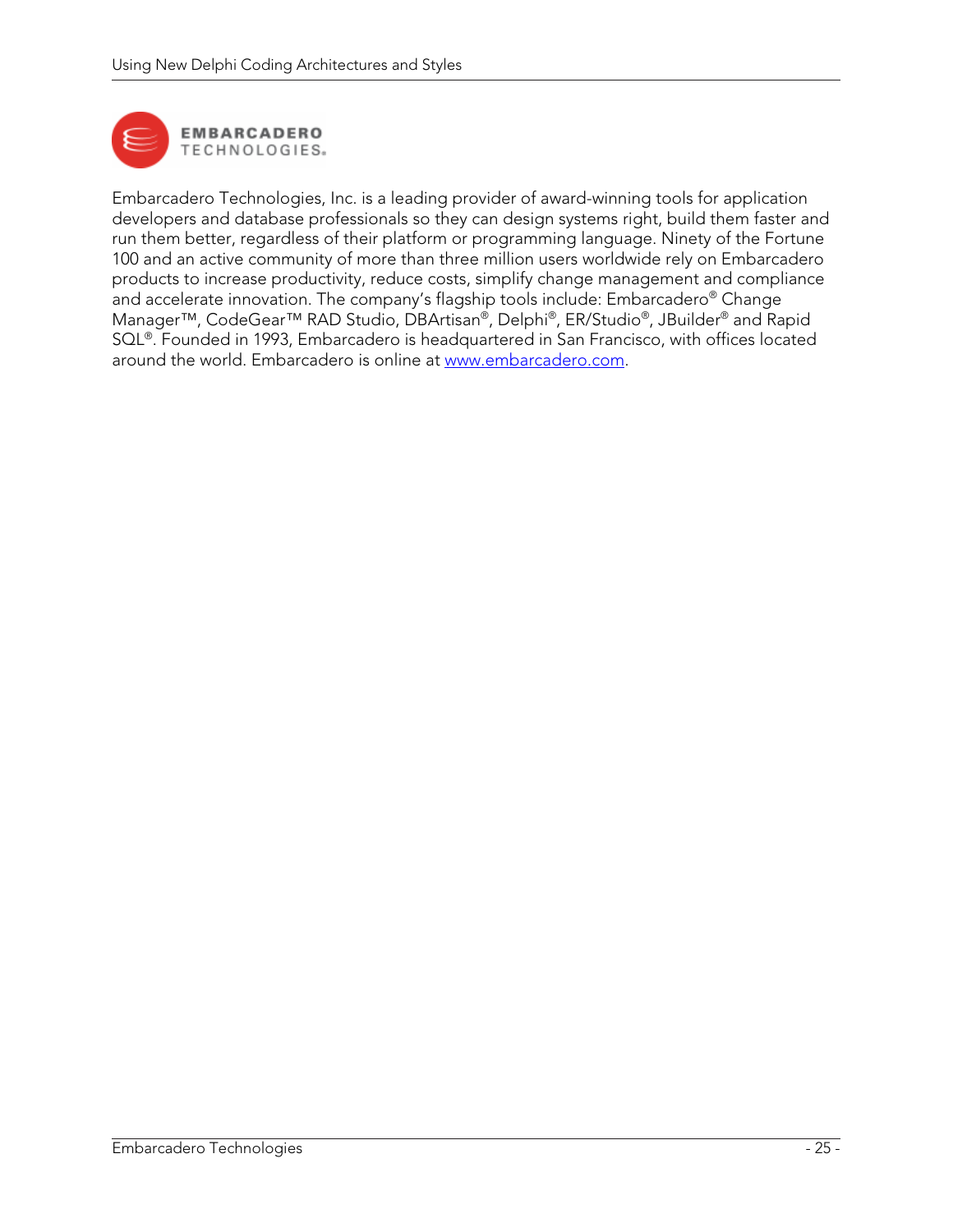Embarcadero Technologies, Inc. is a leading provider of award-winning tools for application developers and database professionals so they can design systems right, build them faster and run them better, regardless of their platform or programming language. Ninety of the Fortune 100 and an active community of more than three million users worldwide rely on Embarcadero products to increase productivity, reduce costs, simplify change management and compliance and accelerate innovation. The company's flagship tools include: Embarcadero® Change Manager™, CodeGear™ RAD Studio, DBArtisan®, Delphi®, ER/Studio®, JBuilder® and Rapid SQL®. Founded in 1993, Embarcadero is headquartered in San Francisco, with offices located around the world. Embarcadero is online at [www.embarcadero.com](http://www.embarcadero.com).